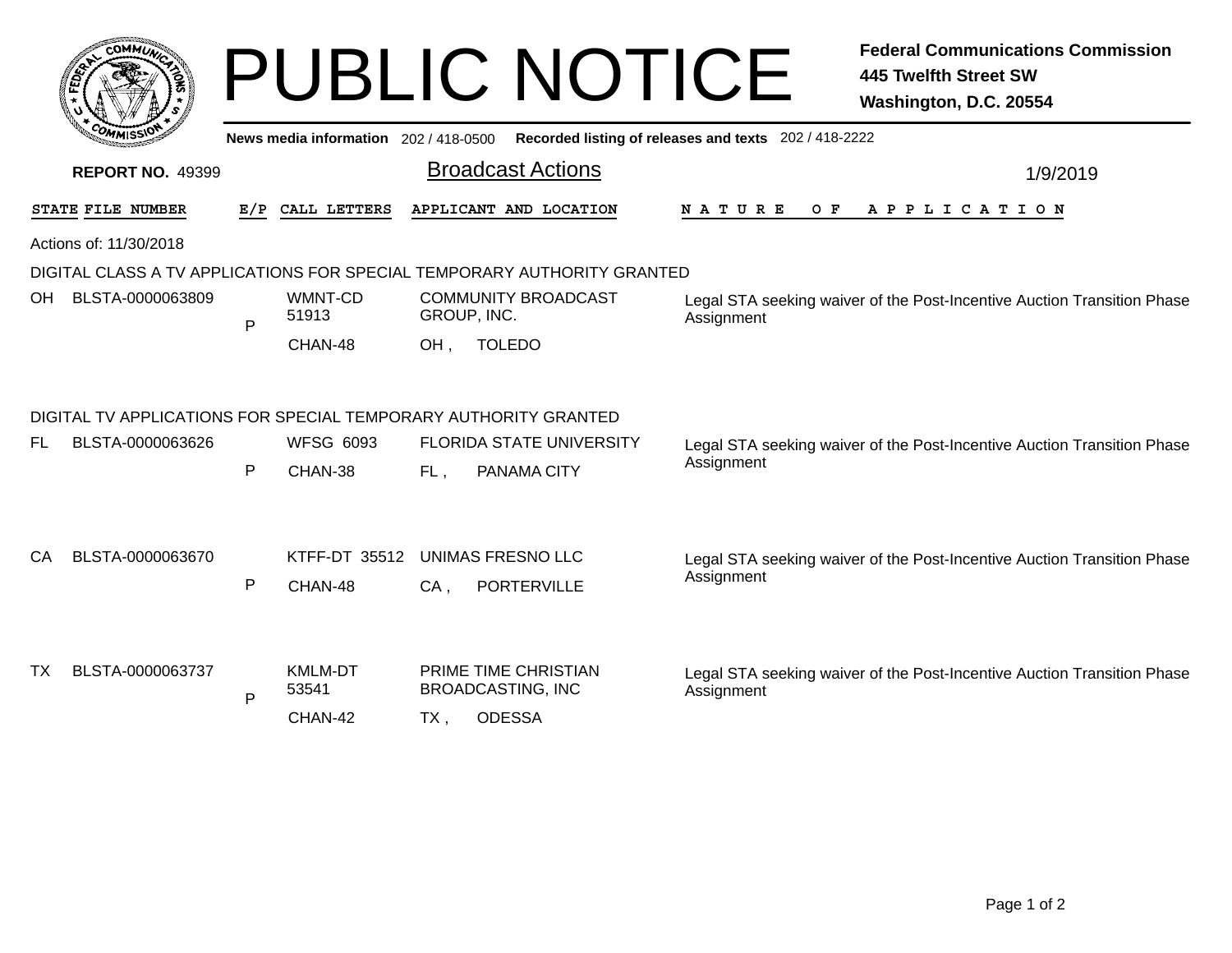# PUBLIC NOTICE

**Federal Communications Commission**
**445 Twelfth Street SW**
**Washington, D.C. 20554**

**News media information** 202 / 418-0500 **Recorded listing of releases and texts** 202 / 418-2222

**REPORT NO.** 49399

## Broadcast Actions

1/9/2019

| STATE | FILE NUMBER | E/P | CALL LETTERS | APPLICANT AND LOCATION | NATURE OF APPLICATION |
|---|---|---|---|---|---|

Actions of: 11/30/2018

DIGITAL CLASS A TV APPLICATIONS FOR SPECIAL TEMPORARY AUTHORITY GRANTED

| STATE | FILE NUMBER | E/P | CALL LETTERS | APPLICANT AND LOCATION | NATURE OF APPLICATION |
|---|---|---|---|---|---|
| OH | BLSTA-0000063809 | P | WMNT-CD 51913 CHAN-48 | COMMUNITY BROADCAST GROUP, INC. OH , TOLEDO | Legal STA seeking waiver of the Post-Incentive Auction Transition Phase Assignment |

DIGITAL TV APPLICATIONS FOR SPECIAL TEMPORARY AUTHORITY GRANTED

| STATE | FILE NUMBER | E/P | CALL LETTERS | APPLICANT AND LOCATION | NATURE OF APPLICATION |
|---|---|---|---|---|---|
| FL | BLSTA-0000063626 | P | WFSG 6093 CHAN-38 | FLORIDA STATE UNIVERSITY FL , PANAMA CITY | Legal STA seeking waiver of the Post-Incentive Auction Transition Phase Assignment |
| CA | BLSTA-0000063670 | P | KTFF-DT 35512 CHAN-48 | UNIMAS FRESNO LLC CA , PORTERVILLE | Legal STA seeking waiver of the Post-Incentive Auction Transition Phase Assignment |
| TX | BLSTA-0000063737 | P | KMLM-DT 53541 CHAN-42 | PRIME TIME CHRISTIAN BROADCASTING, INC TX , ODESSA | Legal STA seeking waiver of the Post-Incentive Auction Transition Phase Assignment |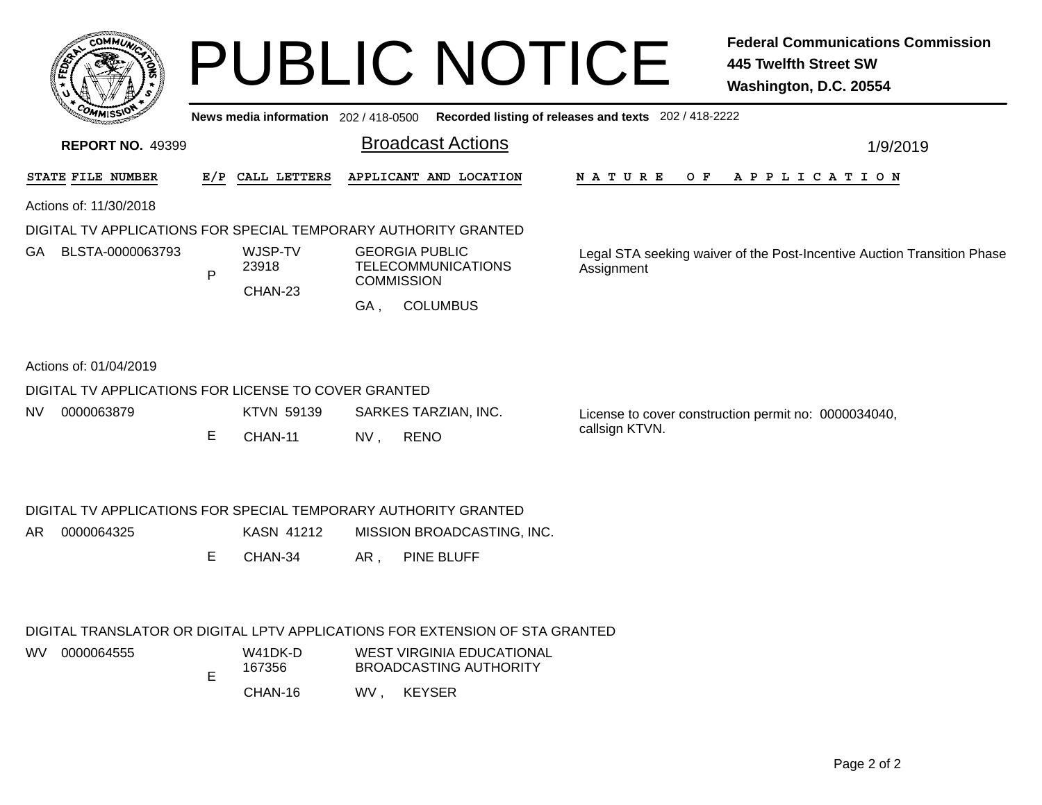# PUBLIC NOTICE

**Federal Communications Commission**
**445 Twelfth Street SW**
**Washington, D.C. 20554**

**News media information** 202 / 418-0500 **Recorded listing of releases and texts** 202 / 418-2222

**REPORT NO.** 49399

## Broadcast Actions

1/9/2019

| STATE | FILE NUMBER | E/P | CALL LETTERS | APPLICANT AND LOCATION | NATURE OF APPLICATION |
|---|---|---|---|---|---|

Actions of: 11/30/2018

DIGITAL TV APPLICATIONS FOR SPECIAL TEMPORARY AUTHORITY GRANTED

| STATE | FILE NUMBER | E/P | CALL LETTERS | APPLICANT AND LOCATION | NATURE OF APPLICATION |
|---|---|---|---|---|---|
| GA | BLSTA-0000063793 | P | WJSP-TV 23918 CHAN-23 | GEORGIA PUBLIC TELECOMMUNICATIONS COMMISSION GA , COLUMBUS | Legal STA seeking waiver of the Post-Incentive Auction Transition Phase Assignment |

Actions of: 01/04/2019

DIGITAL TV APPLICATIONS FOR LICENSE TO COVER GRANTED

| STATE | FILE NUMBER | E/P | CALL LETTERS | APPLICANT AND LOCATION | NATURE OF APPLICATION |
|---|---|---|---|---|---|
| NV | 0000063879 | E | KTVN 59139 CHAN-11 | SARKES TARZIAN, INC. NV , RENO | License to cover construction permit no: 0000034040, callsign KTVN. |

DIGITAL TV APPLICATIONS FOR SPECIAL TEMPORARY AUTHORITY GRANTED

| STATE | FILE NUMBER | E/P | CALL LETTERS | APPLICANT AND LOCATION | NATURE OF APPLICATION |
|---|---|---|---|---|---|
| AR | 0000064325 | E | KASN 41212 CHAN-34 | MISSION BROADCASTING, INC. AR , PINE BLUFF | |

DIGITAL TRANSLATOR OR DIGITAL LPTV APPLICATIONS FOR EXTENSION OF STA GRANTED

| STATE | FILE NUMBER | E/P | CALL LETTERS | APPLICANT AND LOCATION | NATURE OF APPLICATION |
|---|---|---|---|---|---|
| WV | 0000064555 | E | W41DK-D 167356 CHAN-16 | WEST VIRGINIA EDUCATIONAL BROADCASTING AUTHORITY WV , KEYSER | |